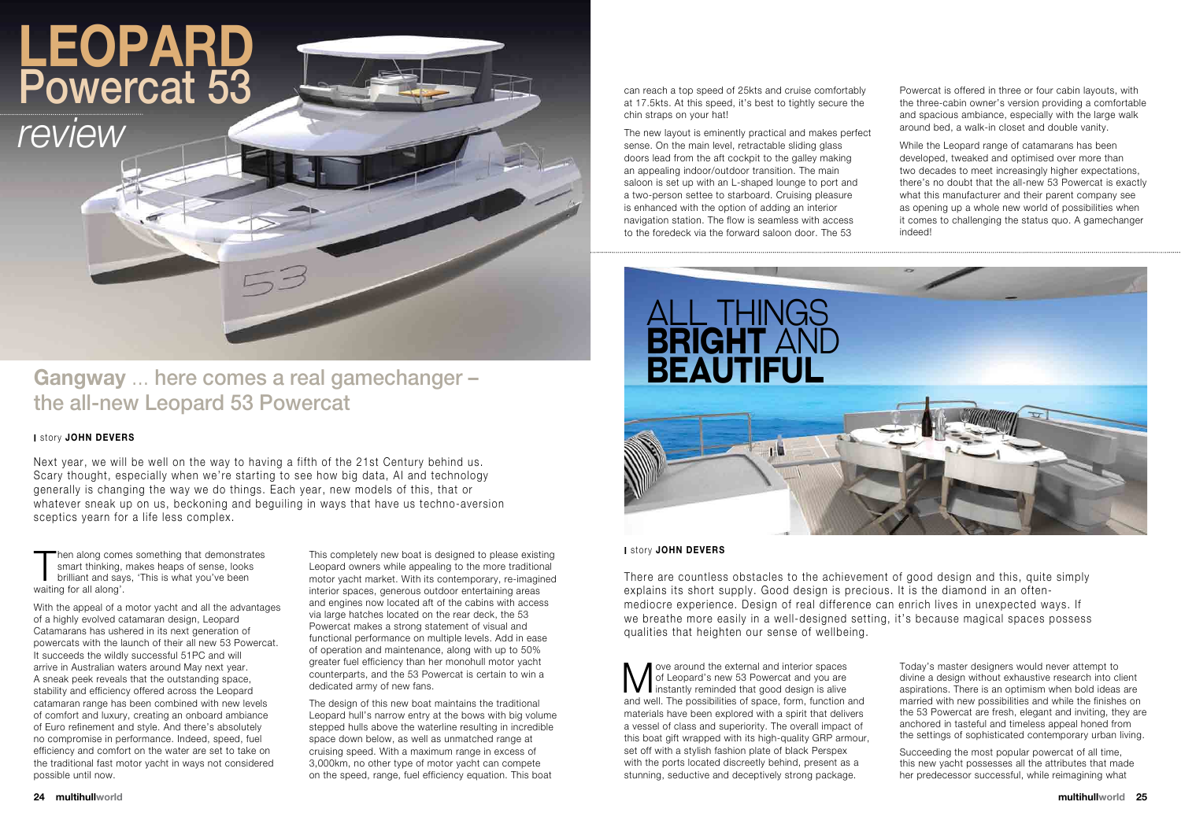# LEOPARD Powercat 53

*review*

## Gangway ... here comes a real gamechanger – the all-new Leopard 53 Powercat

story **JOHN DEVERS**

Next year, we will be well on the way to having a fifth of the 21st Century behind us. Scary thought, especially when we're starting to see how big data, AI and technology generally is changing the way we do things. Each year, new models of this, that or whatever sneak up on us, beckoning and beguiling in ways that have us techno-aversion sceptics yearn for a life less complex.

Then along comes something that demonstrates smart thinking, makes heaps of sense, looks brilliant and says, 'This is what you've been waiting for all along'.

With the appeal of a motor yacht and all the advantages of a highly evolved catamaran design, Leopard Catamarans has ushered in its next generation of powercats with the launch of their all new 53 Powercat. It succeeds the wildly successful 51PC and will arrive in Australian waters around May next year. A sneak peek reveals that the outstanding space, stability and efficiency offered across the Leopard catamaran range has been combined with new levels of comfort and luxury, creating an onboard ambiance of Euro refinement and style. And there's absolutely no compromise in performance. Indeed, speed, fuel efficiency and comfort on the water are set to take on the traditional fast motor yacht in ways not considered possible until now.

This completely new boat is designed to please existing Leopard owners while appealing to the more traditional motor yacht market. With its contemporary, re-imagined interior spaces, generous outdoor entertaining areas and engines now located aft of the cabins with access via large hatches located on the rear deck, the 53 Powercat makes a strong statement of visual and functional performance on multiple levels. Add in ease of operation and maintenance, along with up to 50% greater fuel efficiency than her monohull motor yacht counterparts, and the 53 Powercat is certain to win a dedicated army of new fans.

The design of this new boat maintains the traditional Leopard hull's narrow entry at the bows with big volume stepped hulls above the waterline resulting in incredible space down below, as well as unmatched range at cruising speed. With a maximum range in excess of 3,000km, no other type of motor yacht can compete on the speed, range, fuel efficiency equation. This boat can reach a top speed of 25kts and cruise comfortably at 17.5kts. At this speed, it's best to tightly secure the chin straps on your hat!

The new layout is eminently practical and makes perfect sense. On the main level, retractable sliding glass doors lead from the aft cockpit to the galley making an appealing indoor/outdoor transition. The main saloon is set up with an L-shaped lounge to port and a two-person settee to starboard. Cruising pleasure is enhanced with the option of adding an interior navigation station. The flow is seamless with access to the foredeck via the forward saloon door. The 53 Powercat is offered in three or four cabin layouts, with the three-cabin owner's version providing a comfortable and spacious ambiance, especially with the large walk around bed, a walk-in closet and double vanity.

While the Leopard range of catamarans has been developed, tweaked and optimised over more than two decades to meet increasingly higher expectations, there's no doubt that the all-new 53 Powercat is exactly what this manufacturer and their parent company see as opening up a whole new world of possibilities when it comes to challenging the status quo. A gamechanger indeed!

## ALL THINGS **BRIGHT** AND **BEAUTIFUL**

story **JOHN DEVERS**

There are countless obstacles to the achievement of good design and this, quite simply explains its short supply. Good design is precious. It is the diamond in an often-mediocre experience. Design of real difference can enrich lives in unexpected ways. If we breathe more easily in a well-designed setting, it's because magical spaces possess qualities that heighten our sense of wellbeing.

Move around the external and interior spaces of Leopard's new 53 Powercat and you are instantly reminded that good design is alive and well. The possibilities of space, form, function and materials have been explored with a spirit that delivers a vessel of class and superiority. The overall impact of this boat gift wrapped with its high-quality GRP armour, set off with a stylish fashion plate of black Perspex with the ports located discreetly behind, present as a stunning, seductive and deceptively strong package.

Today's master designers would never attempt to divine a design without exhaustive research into client aspirations. There is an optimism when bold ideas are married with new possibilities and while the finishes on the 53 Powercat are fresh, elegant and inviting, they are anchored in tasteful and timeless appeal honed from the settings of sophisticated contemporary urban living.

Succeeding the most popular powercat of all time, this new yacht possesses all the attributes that made her predecessor successful, while reimagining what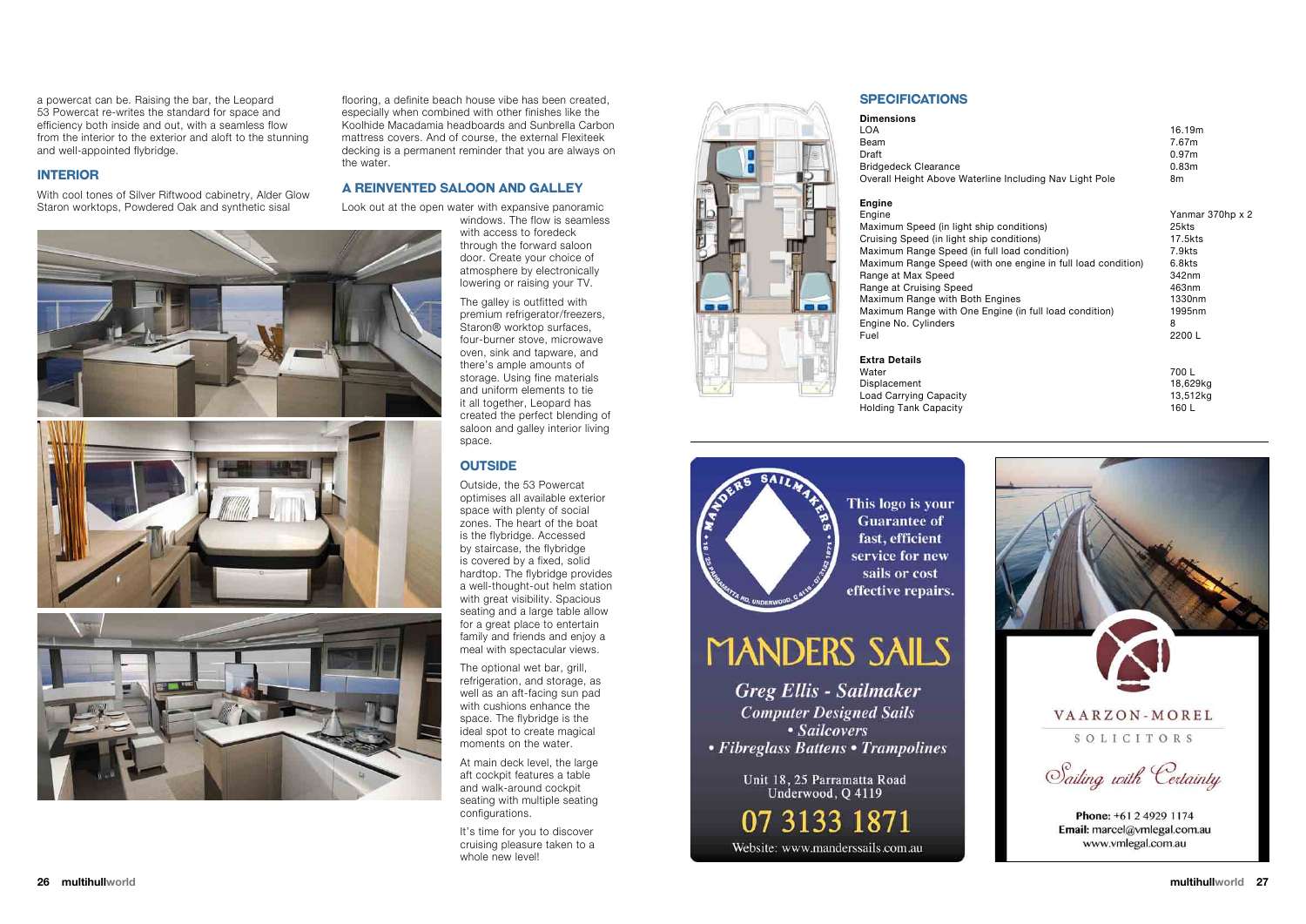a powercat can be. Raising the bar, the Leopard 53 Powercat re-writes the standard for space and efficiency both inside and out, with a seamless flow from the interior to the exterior and aloft to the stunning and well-appointed flybridge.

## INTERIOR

With cool tones of Silver Riftwood cabinetry, Alder Glow Staron worktops, Powdered Oak and synthetic sisal flooring, a definite beach house vibe has been created, especially when combined with other finishes like the Koolhide Macadamia headboards and Sunbrella Carbon mattress covers. And of course, the external Flexiteek decking is a permanent reminder that you are always on the water.

## A REINVENTED SALOON AND GALLEY

Look out at the open water with expansive panoramic windows. The flow is seamless with access to foredeck through the forward saloon door. Create your choice of atmosphere by electronically lowering or raising your TV.

The galley is outfitted with premium refrigerator/freezers, Staron® worktop surfaces, four-burner stove, microwave oven, sink and tapware, and there's ample amounts of storage. Using fine materials and uniform elements to tie it all together, Leopard has created the perfect blending of saloon and galley interior living space.

## OUTSIDE

Outside, the 53 Powercat optimises all available exterior space with plenty of social zones. The heart of the boat is the flybridge. Accessed by staircase, the flybridge is covered by a fixed, solid hardtop. The flybridge provides a well-thought-out helm station with great visibility. Spacious seating and a large table allow for a great place to entertain family and friends and enjoy a meal with spectacular views.

The optional wet bar, grill, refrigeration, and storage, as well as an aft-facing sun pad with cushions enhance the space. The flybridge is the ideal spot to create magical moments on the water.

At main deck level, the large aft cockpit features a table and walk-around cockpit seating with multiple seating configurations.

It's time for you to discover cruising pleasure taken to a whole new level!

## SPECIFICATIONS

**Dimensions**

| | |
|---|---|
| LOA | 16.19m |
| Beam | 7.67m |
| Draft | 0.97m |
| Bridgedeck Clearance | 0.83m |
| Overall Height Above Waterline Including Nav Light Pole | 8m |

**Engine**

| | |
|---|---|
| Engine | Yanmar 370hp x 2 |
| Maximum Speed (in light ship conditions) | 25kts |
| Cruising Speed (in light ship conditions) | 17.5kts |
| Maximum Range Speed (in full load condition) | 7.9kts |
| Maximum Range Speed (with one engine in full load condition) | 6.8kts |
| Range at Max Speed | 342nm |
| Range at Cruising Speed | 463nm |
| Maximum Range with Both Engines | 1330nm |
| Maximum Range with One Engine (in full load condition) | 1995nm |
| Engine No. Cylinders | 8 |
| Fuel | 2200 L |

**Extra Details**

| | |
|---|---|
| Water | 700 L |
| Displacement | 18,629kg |
| Load Carrying Capacity | 13,512kg |
| Holding Tank Capacity | 160 L |

MANDERS SAILS

This logo is your Guarantee of fast, efficient service for new sails or cost effective repairs.

*Greg Ellis - Sailmaker*

*Computer Designed Sails • Sailcovers • Fibreglass Battens • Trampolines*

Unit 18, 25 Parramatta Road
Underwood, Q 4119

07 3133 1871

Website: www.manderssails.com.au

VAARZON-MOREL SOLICITORS

*Sailing with Certainty*

**Phone:** +61 2 4929 1174
**Email:** marcel@vmlegal.com.au
www.vmlegal.com.au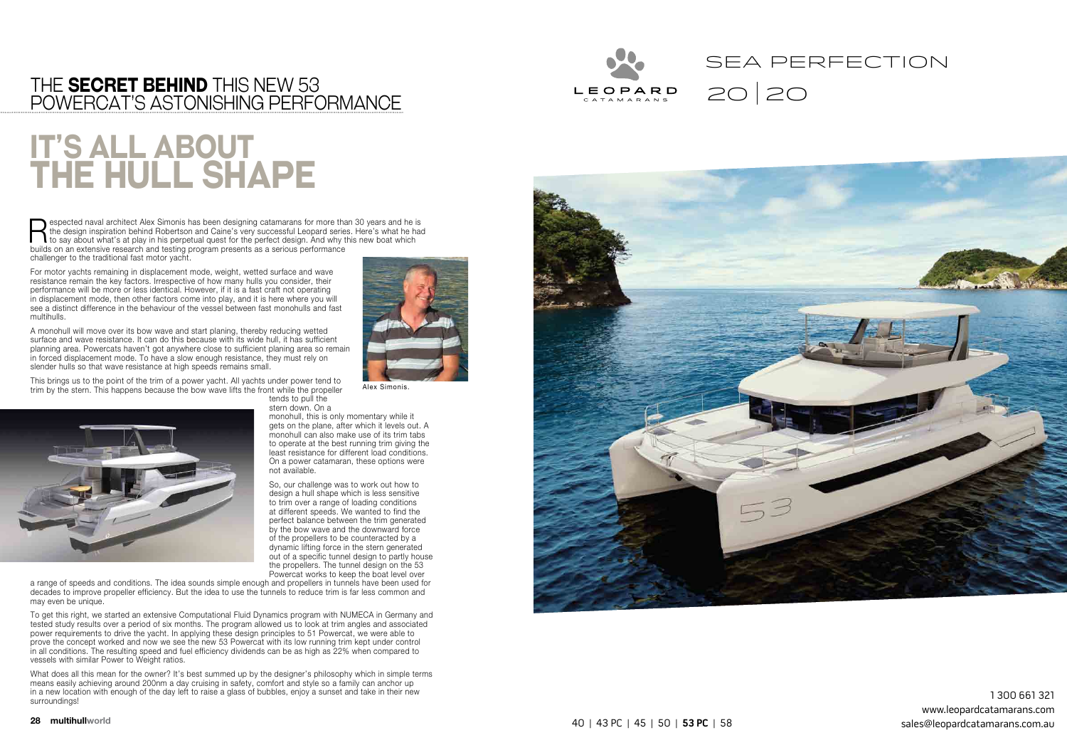## THE **SECRET BEHIND** THIS NEW 53 POWERCAT'S ASTONISHING PERFORMANCE

# IT'S ALL ABOUT THE HULL SHAPE

Respected naval architect Alex Simonis has been designing catamarans for more than 30 years and he is the design inspiration behind Robertson and Caine's very successful Leopard series. Here's what he had to say about what's at play in his perpetual quest for the perfect design. And why this new boat which builds on an extensive research and testing program presents as a serious performance challenger to the traditional fast motor yacht.

For motor yachts remaining in displacement mode, weight, wetted surface and wave resistance remain the key factors. Irrespective of how many hulls you consider, their performance will be more or less identical. However, if it is a fast craft not operating in displacement mode, then other factors come into play, and it is here where you will see a distinct difference in the behaviour of the vessel between fast monohulls and fast multihulls.

A monohull will move over its bow wave and start planing, thereby reducing wetted surface and wave resistance. It can do this because with its wide hull, it has sufficient planning area. Powercats haven't got anywhere close to sufficient planing area so remain in forced displacement mode. To have a slow enough resistance, they must rely on slender hulls so that wave resistance at high speeds remains small.

Alex Simonis.

This brings us to the point of the trim of a power yacht. All yachts under power tend to trim by the stern. This happens because the bow wave lifts the front while the propeller tends to pull the stern down. On a monohull, this is only momentary while it gets on the plane, after which it levels out. A monohull can also make use of its trim tabs to operate at the best running trim giving the least resistance for different load conditions. On a power catamaran, these options were not available.

So, our challenge was to work out how to design a hull shape which is less sensitive to trim over a range of loading conditions at different speeds. We wanted to find the perfect balance between the trim generated by the bow wave and the downward force of the propellers to be counteracted by a dynamic lifting force in the stern generated out of a specific tunnel design to partly house the propellers. The tunnel design on the 53 Powercat works to keep the boat level over a range of speeds and conditions. The idea sounds simple enough and propellers in tunnels have been used for decades to improve propeller efficiency. But the idea to use the tunnels to reduce trim is far less common and may even be unique.

To get this right, we started an extensive Computational Fluid Dynamics program with NUMECA in Germany and tested study results over a period of six months. The program allowed us to look at trim angles and associated power requirements to drive the yacht. In applying these design principles to 51 Powercat, we were able to prove the concept worked and now we see the new 53 Powercat with its low running trim kept under control in all conditions. The resulting speed and fuel efficiency dividends can be as high as 22% when compared to vessels with similar Power to Weight ratios.

What does all this mean for the owner? It's best summed up by the designer's philosophy which in simple terms means easily achieving around 200nm a day cruising in safety, comfort and style so a family can anchor up in a new location with enough of the day left to raise a glass of bubbles, enjoy a sunset and take in their new surroundings!

LEOPARD CATAMARANS

SEA PERFECTION

20 | 20

53

40 | 43 PC | 45 | 50 | **53 PC** | 58

1 300 661 321
www.leopardcatamarans.com
sales@leopardcatamarans.com.au